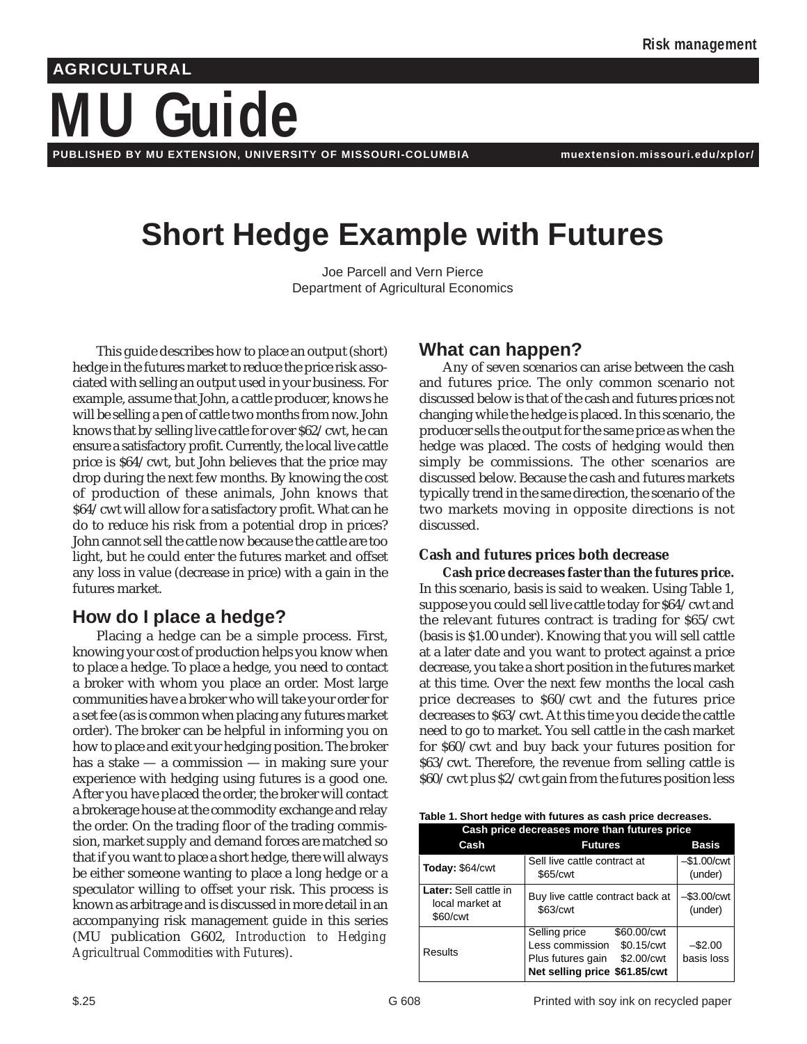Risk management

AGRICULTURAL

# MU Guide

PUBLISHED BY MU EXTENSION, UNIVERSITY OF MISSOURI-COLUMBIA — muextension.missouri.edu/xplor/

# Short Hedge Example with Futures

Joe Parcell and Vern Pierce
Department of Agricultural Economics

This guide describes how to place an output (short) hedge in the futures market to reduce the price risk associated with selling an output used in your business. For example, assume that John, a cattle producer, knows he will be selling a pen of cattle two months from now. John knows that by selling live cattle for over $62/cwt, he can ensure a satisfactory profit. Currently, the local live cattle price is $64/cwt, but John believes that the price may drop during the next few months. By knowing the cost of production of these animals, John knows that $64/cwt will allow for a satisfactory profit. What can he do to reduce his risk from a potential drop in prices? John cannot sell the cattle now because the cattle are too light, but he could enter the futures market and offset any loss in value (decrease in price) with a gain in the futures market.

## How do I place a hedge?

Placing a hedge can be a simple process. First, knowing your cost of production helps you know when to place a hedge. To place a hedge, you need to contact a broker with whom you place an order. Most large communities have a broker who will take your order for a set fee (as is common when placing any futures market order). The broker can be helpful in informing you on how to place and exit your hedging position. The broker has a stake — a commission — in making sure your experience with hedging using futures is a good one. After you have placed the order, the broker will contact a brokerage house at the commodity exchange and relay the order. On the trading floor of the trading commission, market supply and demand forces are matched so that if you want to place a short hedge, there will always be either someone wanting to place a long hedge or a speculator willing to offset your risk. This process is known as arbitrage and is discussed in more detail in an accompanying risk management guide in this series (MU publication G602, *Introduction to Hedging Agricultrual Commodities with Futures*).

## What can happen?

Any of seven scenarios can arise between the cash and futures price. The only common scenario not discussed below is that of the cash and futures prices not changing while the hedge is placed. In this scenario, the producer sells the output for the same price as when the hedge was placed. The costs of hedging would then simply be commissions. The other scenarios are discussed below. Because the cash and futures markets typically trend in the same direction, the scenario of the two markets moving in opposite directions is not discussed.

### Cash and futures prices both decrease

**Cash price decreases faster than the futures price.** In this scenario, basis is said to weaken. Using Table 1, suppose you could sell live cattle today for $64/cwt and the relevant futures contract is trading for $65/cwt (basis is $1.00 under). Knowing that you will sell cattle at a later date and you want to protect against a price decrease, you take a short position in the futures market at this time. Over the next few months the local cash price decreases to $60/cwt and the futures price decreases to $63/cwt. At this time you decide the cattle need to go to market. You sell cattle in the cash market for $60/cwt and buy back your futures position for $63/cwt. Therefore, the revenue from selling cattle is $60/cwt plus $2/cwt gain from the futures position less

**Table 1. Short hedge with futures as cash price decreases.**

| Cash price decreases more than futures price | | |
|---|---|---|
| **Cash** | **Futures** | **Basis** |
| **Today:** $64/cwt | Sell live cattle contract at $65/cwt | –$1.00/cwt (under) |
| **Later:** Sell cattle in local market at $60/cwt | Buy live cattle contract back at $63/cwt | –$3.00/cwt (under) |
| Results | Selling price $60.00/cwt<br>Less commission $0.15/cwt<br>Plus futures gain $2.00/cwt<br>**Net selling price $61.85/cwt** | –$2.00 basis loss |

$.25 — G 608 — Printed with soy ink on recycled paper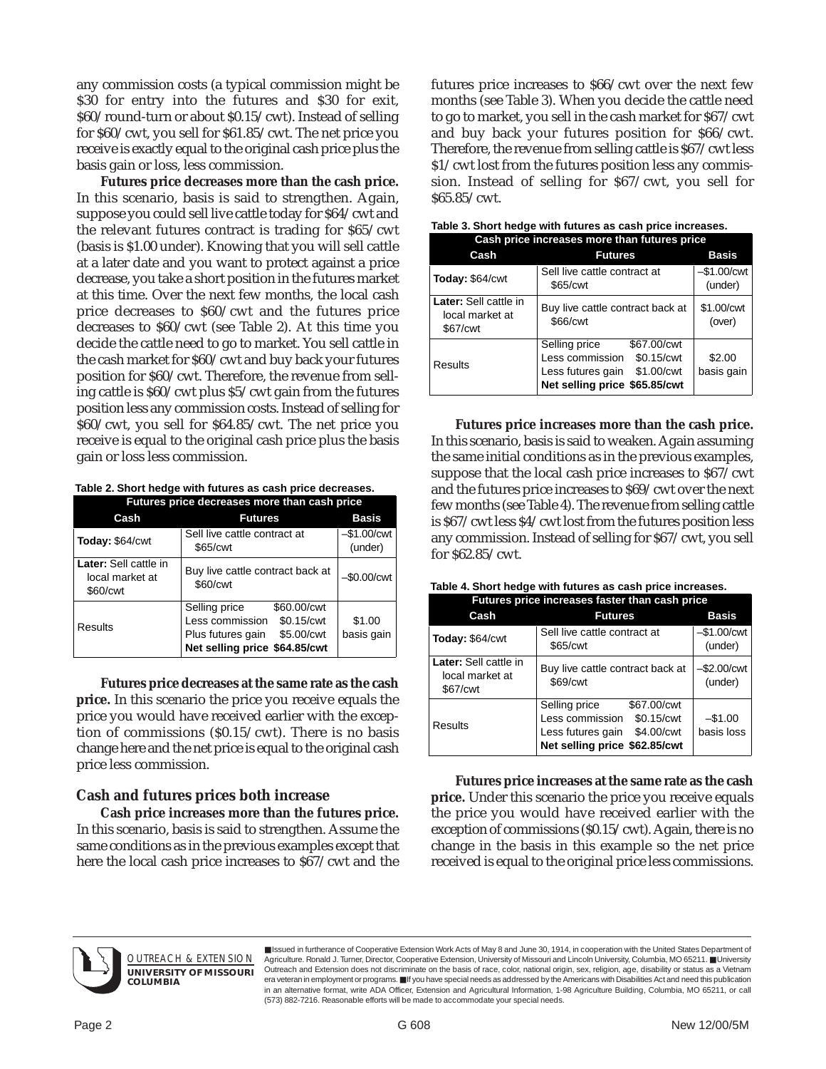any commission costs (a typical commission might be $30 for entry into the futures and $30 for exit, $60/round-turn or about $0.15/cwt). Instead of selling for $60/cwt, you sell for $61.85/cwt. The net price you receive is exactly equal to the original cash price plus the basis gain or loss, less commission.

**Futures price decreases more than the cash price.** In this scenario, basis is said to strengthen. Again, suppose you could sell live cattle today for $64/cwt and the relevant futures contract is trading for $65/cwt (basis is $1.00 under). Knowing that you will sell cattle at a later date and you want to protect against a price decrease, you take a short position in the futures market at this time. Over the next few months, the local cash price decreases to $60/cwt and the futures price decreases to $60/cwt (see Table 2). At this time you decide the cattle need to go to market. You sell cattle in the cash market for $60/cwt and buy back your futures position for $60/cwt. Therefore, the revenue from selling cattle is $60/cwt plus $5/cwt gain from the futures position less any commission costs. Instead of selling for $60/cwt, you sell for $64.85/cwt. The net price you receive is equal to the original cash price plus the basis gain or loss less commission.

**Table 2. Short hedge with futures as cash price decreases.**

| Futures price decreases more than cash price | | |
|---|---|---|
| **Cash** | **Futures** | **Basis** |
| **Today:** $64/cwt | Sell live cattle contract at $65/cwt | –$1.00/cwt (under) |
| **Later:** Sell cattle in local market at $60/cwt | Buy live cattle contract back at $60/cwt | –$0.00/cwt |
| Results | Selling price $60.00/cwt<br>Less commission $0.15/cwt<br>Plus futures gain $5.00/cwt<br>**Net selling price $64.85/cwt** | $1.00 basis gain |

**Futures price decreases at the same rate as the cash price.** In this scenario the price you receive equals the price you would have received earlier with the exception of commissions ($0.15/cwt). There is no basis change here and the net price is equal to the original cash price less commission.

### Cash and futures prices both increase

**Cash price increases more than the futures price.** In this scenario, basis is said to strengthen. Assume the same conditions as in the previous examples except that here the local cash price increases to $67/cwt and the futures price increases to $66/cwt over the next few months (see Table 3). When you decide the cattle need to go to market, you sell in the cash market for $67/cwt and buy back your futures position for $66/cwt. Therefore, the revenue from selling cattle is $67/cwt less $1/cwt lost from the futures position less any commission. Instead of selling for $67/cwt, you sell for $65.85/cwt.

**Table 3. Short hedge with futures as cash price increases.**

| Cash price increases more than futures price | | |
|---|---|---|
| **Cash** | **Futures** | **Basis** |
| **Today:** $64/cwt | Sell live cattle contract at $65/cwt | –$1.00/cwt (under) |
| **Later:** Sell cattle in local market at $67/cwt | Buy live cattle contract back at $66/cwt | $1.00/cwt (over) |
| Results | Selling price $67.00/cwt<br>Less commission $0.15/cwt<br>Less futures gain $1.00/cwt<br>**Net selling price $65.85/cwt** | $2.00 basis gain |

**Futures price increases more than the cash price.** In this scenario, basis is said to weaken. Again assuming the same initial conditions as in the previous examples, suppose that the local cash price increases to $67/cwt and the futures price increases to $69/cwt over the next few months (see Table 4). The revenue from selling cattle is $67/cwt less $4/cwt lost from the futures position less any commission. Instead of selling for $67/cwt, you sell for $62.85/cwt.

**Table 4. Short hedge with futures as cash price increases.**

| Futures price increases faster than cash price | | |
|---|---|---|
| **Cash** | **Futures** | **Basis** |
| **Today:** $64/cwt | Sell live cattle contract at $65/cwt | –$1.00/cwt (under) |
| **Later:** Sell cattle in local market at $67/cwt | Buy live cattle contract back at $69/cwt | –$2.00/cwt (under) |
| Results | Selling price $67.00/cwt<br>Less commission $0.15/cwt<br>Less futures gain $4.00/cwt<br>**Net selling price $62.85/cwt** | –$1.00 basis loss |

**Futures price increases at the same rate as the cash price.** Under this scenario the price you receive equals the price you would have received earlier with the exception of commissions ($0.15/cwt). Again, there is no change in the basis in this example so the net price received is equal to the original price less commissions.

OUTREACH & EXTENSION
UNIVERSITY OF MISSOURI COLUMBIA

■ Issued in furtherance of Cooperative Extension Work Acts of May 8 and June 30, 1914, in cooperation with the United States Department of Agriculture. Ronald J. Turner, Director, Cooperative Extension, University of Missouri and Lincoln University, Columbia, MO 65211. ■ University Outreach and Extension does not discriminate on the basis of race, color, national origin, sex, religion, age, disability or status as a Vietnam era veteran in employment or programs. ■ If you have special needs as addressed by the Americans with Disabilities Act and need this publication in an alternative format, write ADA Officer, Extension and Agricultural Information, 1-98 Agriculture Building, Columbia, MO 65211, or call (573) 882-7216. Reasonable efforts will be made to accommodate your special needs.

G 608 New 12/00/5M